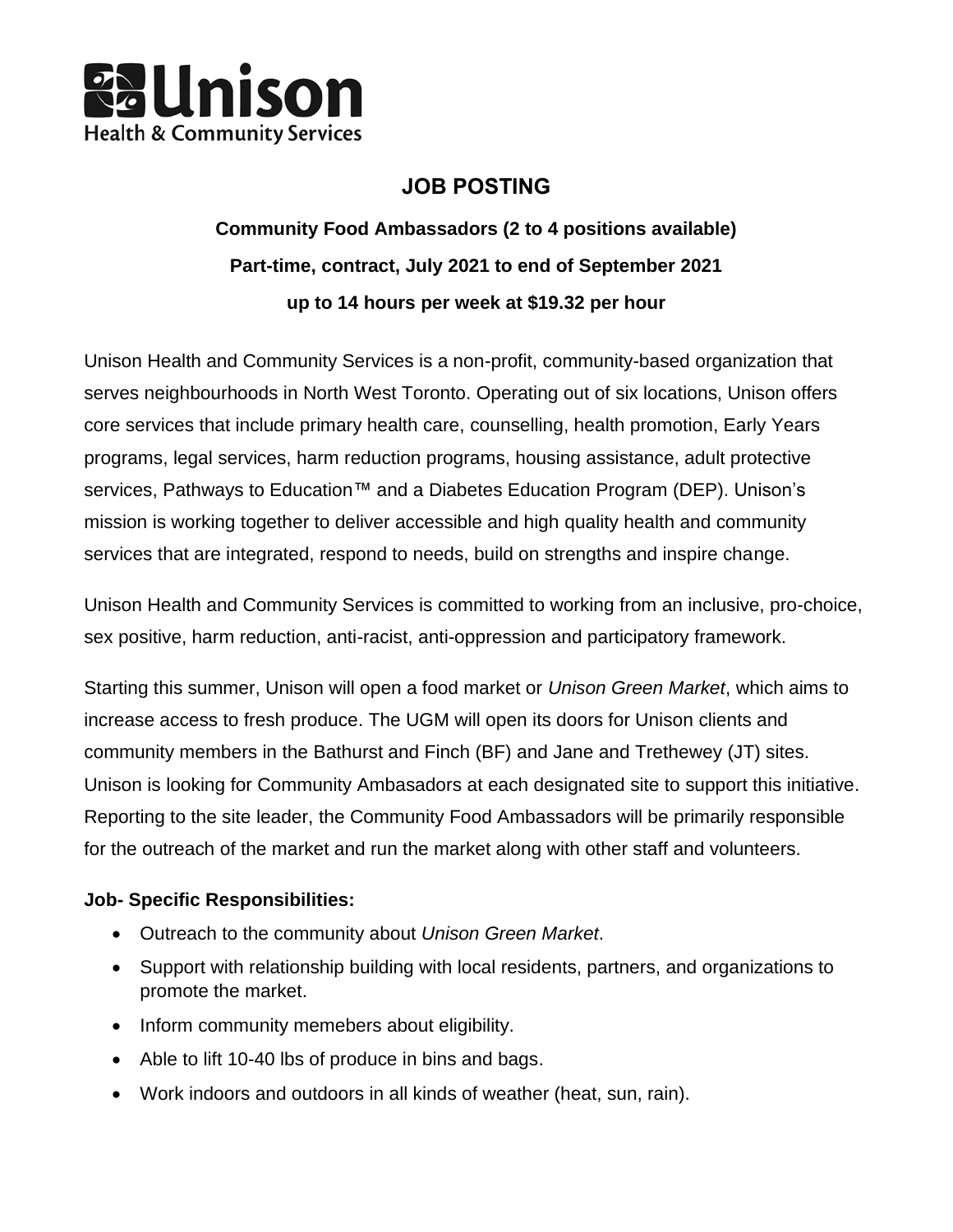# Unison
Health & Community Services

## JOB POSTING

**Community Food Ambassadors (2 to 4 positions available)**

**Part-time, contract, July 2021 to end of September 2021**

**up to 14 hours per week at $19.32 per hour**

Unison Health and Community Services is a non-profit, community-based organization that serves neighbourhoods in North West Toronto. Operating out of six locations, Unison offers core services that include primary health care, counselling, health promotion, Early Years programs, legal services, harm reduction programs, housing assistance, adult protective services, Pathways to Education™ and a Diabetes Education Program (DEP). Unison's mission is working together to deliver accessible and high quality health and community services that are integrated, respond to needs, build on strengths and inspire change.

Unison Health and Community Services is committed to working from an inclusive, pro-choice, sex positive, harm reduction, anti-racist, anti-oppression and participatory framework.

Starting this summer, Unison will open a food market or *Unison Green Market*, which aims to increase access to fresh produce. The UGM will open its doors for Unison clients and community members in the Bathurst and Finch (BF) and Jane and Trethewey (JT) sites. Unison is looking for Community Ambasadors at each designated site to support this initiative. Reporting to the site leader, the Community Food Ambassadors will be primarily responsible for the outreach of the market and run the market along with other staff and volunteers.

**Job- Specific Responsibilities:**

- Outreach to the community about *Unison Green Market*.
- Support with relationship building with local residents, partners, and organizations to promote the market.
- Inform community memebers about eligibility.
- Able to lift 10-40 lbs of produce in bins and bags.
- Work indoors and outdoors in all kinds of weather (heat, sun, rain).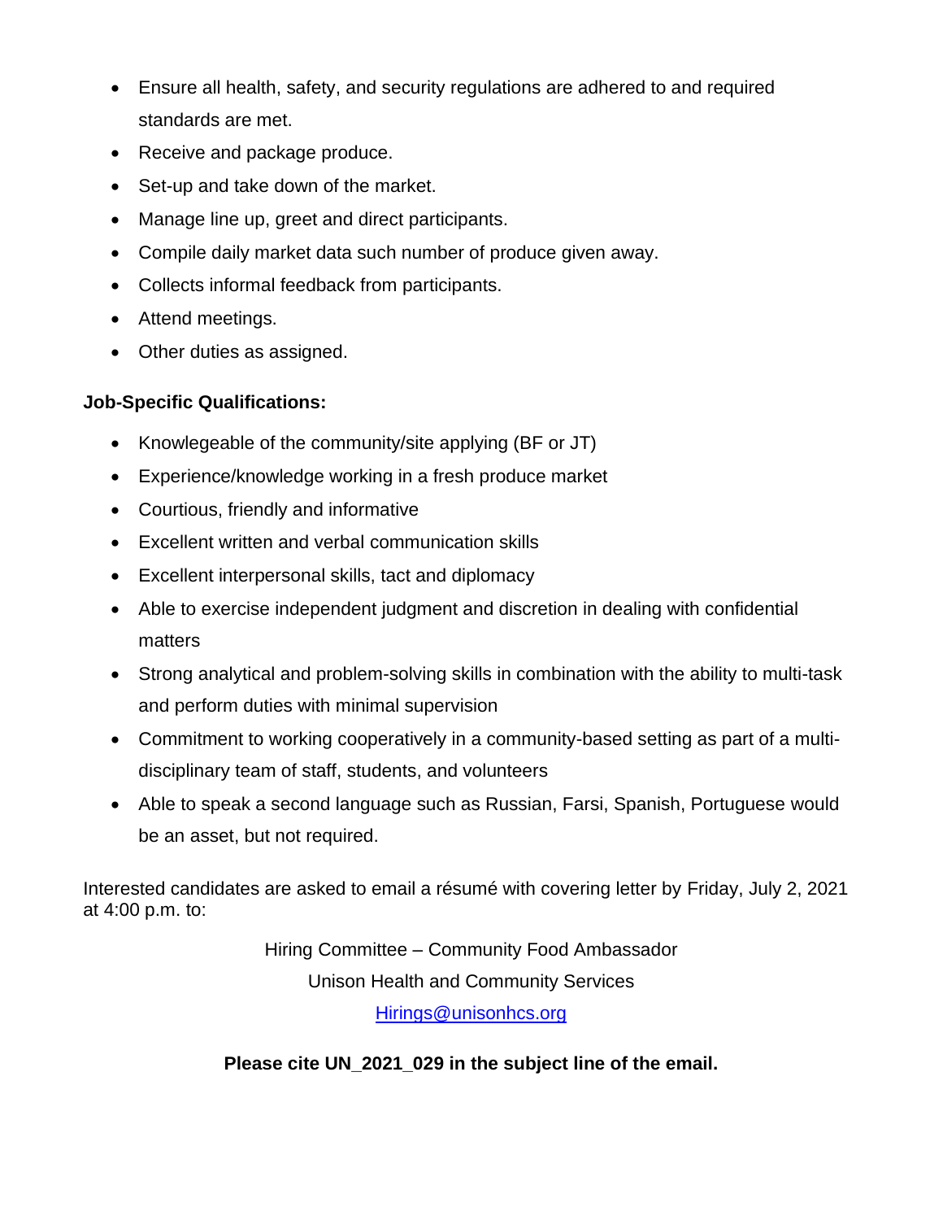- Ensure all health, safety, and security regulations are adhered to and required standards are met.
- Receive and package produce.
- Set-up and take down of the market.
- Manage line up, greet and direct participants.
- Compile daily market data such number of produce given away.
- Collects informal feedback from participants.
- Attend meetings.
- Other duties as assigned.

**Job-Specific Qualifications:**

- Knowlegeable of the community/site applying (BF or JT)
- Experience/knowledge working in a fresh produce market
- Courtious, friendly and informative
- Excellent written and verbal communication skills
- Excellent interpersonal skills, tact and diplomacy
- Able to exercise independent judgment and discretion in dealing with confidential matters
- Strong analytical and problem-solving skills in combination with the ability to multi-task and perform duties with minimal supervision
- Commitment to working cooperatively in a community-based setting as part of a multi-disciplinary team of staff, students, and volunteers
- Able to speak a second language such as Russian, Farsi, Spanish, Portuguese would be an asset, but not required.

Interested candidates are asked to email a résumé with covering letter by Friday, July 2, 2021 at 4:00 p.m. to:

Hiring Committee – Community Food Ambassador

Unison Health and Community Services

Hirings@unisonhcs.org

**Please cite UN_2021_029 in the subject line of the email.**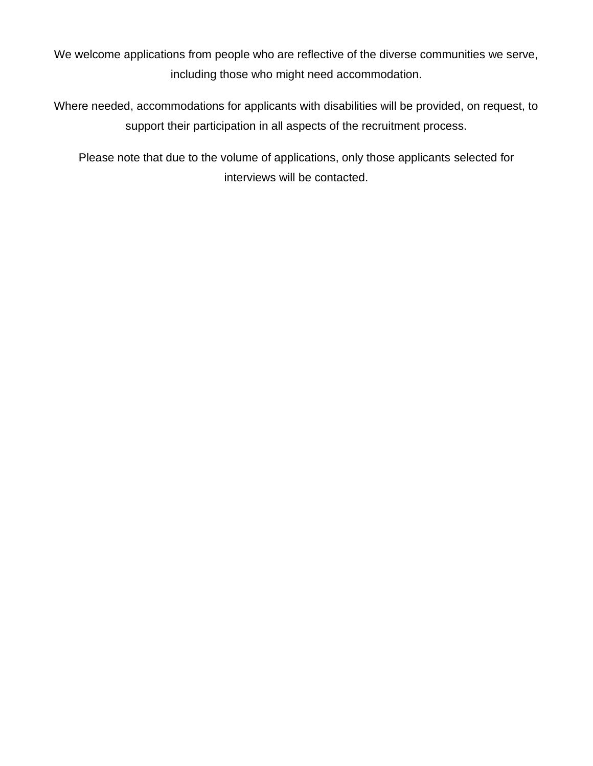We welcome applications from people who are reflective of the diverse communities we serve, including those who might need accommodation.

Where needed, accommodations for applicants with disabilities will be provided, on request, to support their participation in all aspects of the recruitment process.

Please note that due to the volume of applications, only those applicants selected for interviews will be contacted.